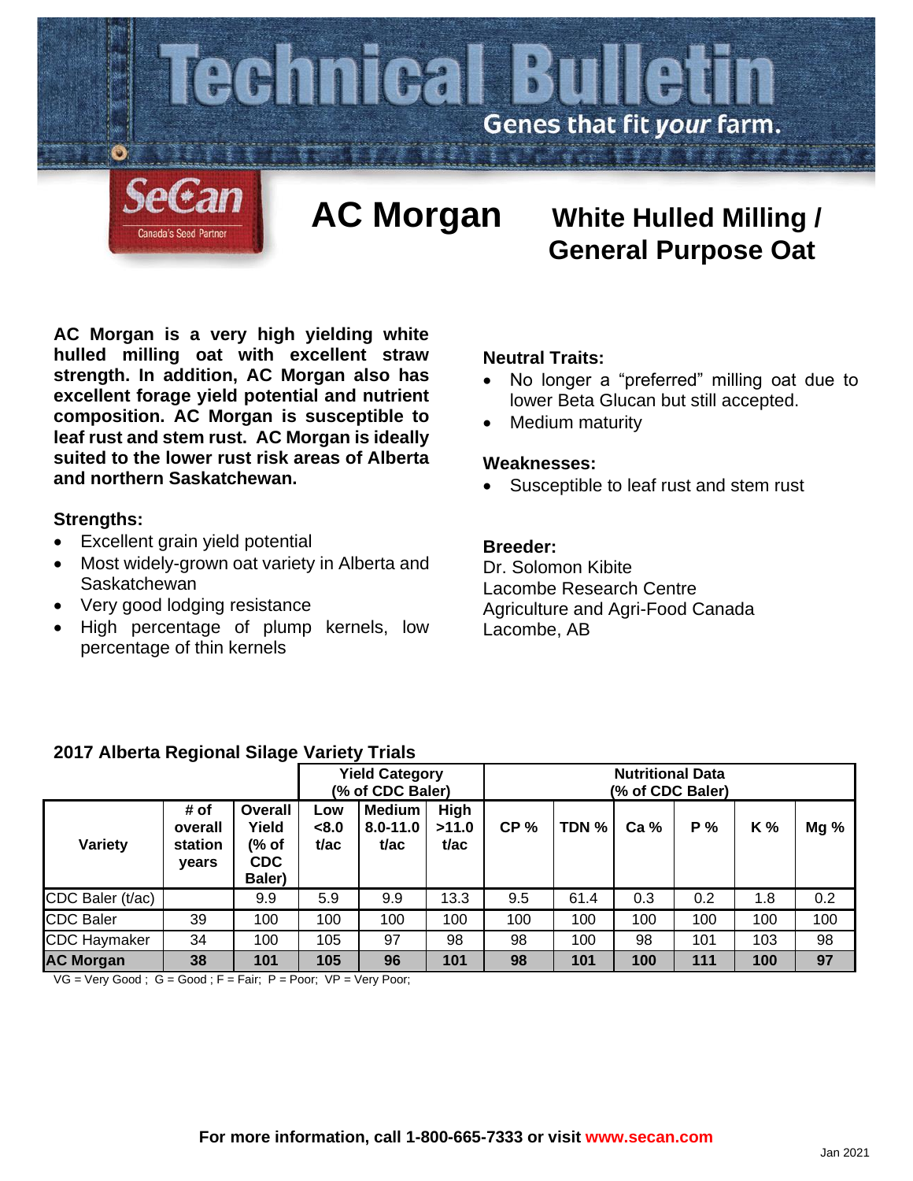# Technical Bulletin

Genes that fit *your* farm.

SeCan — Canada's Seed Partner

# AC Morgan

## White Hulled Milling / General Purpose Oat

**AC Morgan is a very high yielding white hulled milling oat with excellent straw strength. In addition, AC Morgan also has excellent forage yield potential and nutrient composition. AC Morgan is susceptible to leaf rust and stem rust. AC Morgan is ideally suited to the lower rust risk areas of Alberta and northern Saskatchewan.**

### Strengths:

- Excellent grain yield potential
- Most widely-grown oat variety in Alberta and Saskatchewan
- Very good lodging resistance
- High percentage of plump kernels, low percentage of thin kernels

### Neutral Traits:

- No longer a "preferred" milling oat due to lower Beta Glucan but still accepted.
- Medium maturity

### Weaknesses:

- Susceptible to leaf rust and stem rust

### Breeder:

Dr. Solomon Kibite
Lacombe Research Centre
Agriculture and Agri-Food Canada
Lacombe, AB

### 2017 Alberta Regional Silage Variety Trials

| | | | Yield Category (% of CDC Baler) | | | Nutritional Data (% of CDC Baler) | | | | | |
|---|---|---|---|---|---|---|---|---|---|---|---|
| **Variety** | **# of overall station years** | **Overall Yield (% of CDC Baler)** | **Low <8.0 t/ac** | **Medium 8.0-11.0 t/ac** | **High >11.0 t/ac** | **CP %** | **TDN %** | **Ca %** | **P %** | **K %** | **Mg %** |
| CDC Baler (t/ac) | | 9.9 | 5.9 | 9.9 | 13.3 | 9.5 | 61.4 | 0.3 | 0.2 | 1.8 | 0.2 |
| CDC Baler | 39 | 100 | 100 | 100 | 100 | 100 | 100 | 100 | 100 | 100 | 100 |
| CDC Haymaker | 34 | 100 | 105 | 97 | 98 | 98 | 100 | 98 | 101 | 103 | 98 |
| **AC Morgan** | **38** | **101** | **105** | **96** | **101** | **98** | **101** | **100** | **111** | **100** | **97** |

VG = Very Good ; G = Good ; F = Fair; P = Poor; VP = Very Poor;

**For more information, call 1-800-665-7333 or visit www.secan.com**

Jan 2021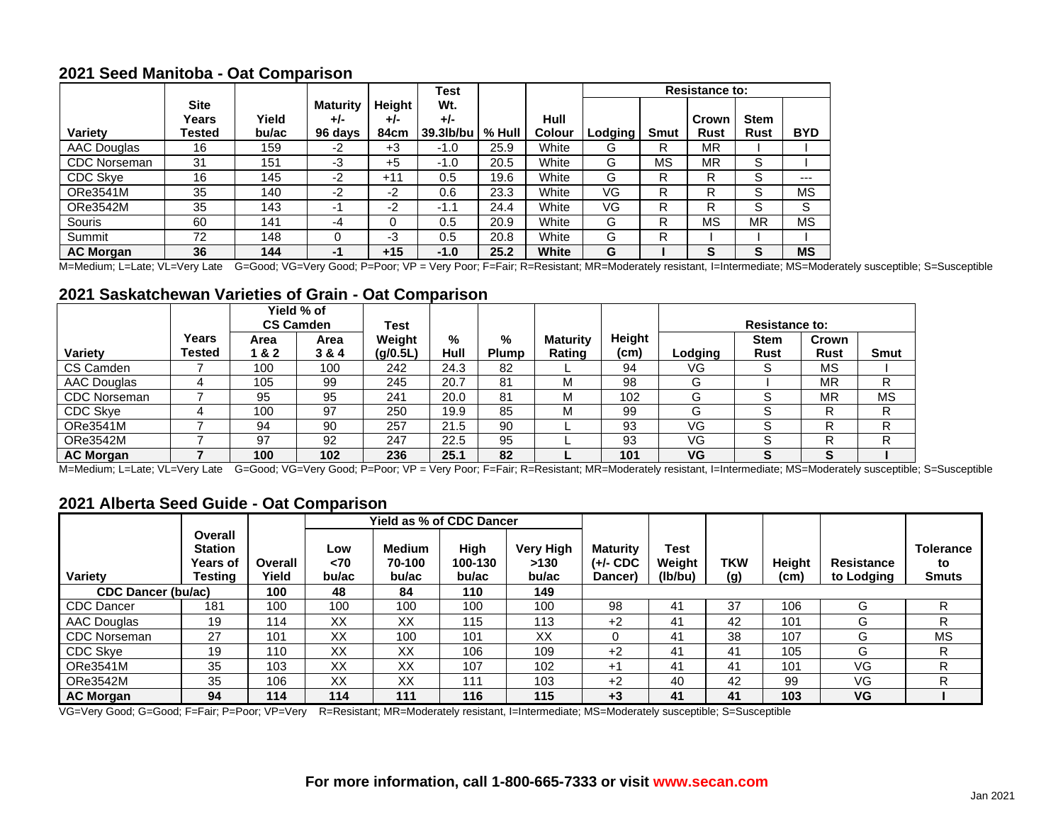## 2021 Seed Manitoba - Oat Comparison

| Variety | Site Years Tested | Yield bu/ac | Maturity +/- 96 days | Height +/- 84cm | Test Wt. +/- 39.3lb/bu | % Hull | Hull Colour | Resistance to: Lodging | Smut | Crown Rust | Stem Rust | BYD |
|---|---|---|---|---|---|---|---|---|---|---|---|---|
| AAC Douglas | 16 | 159 | -2 | +3 | -1.0 | 25.9 | White | G | R | MR | I | I |
| CDC Norseman | 31 | 151 | -3 | +5 | -1.0 | 20.5 | White | G | MS | MR | S | I |
| CDC Skye | 16 | 145 | -2 | +11 | 0.5 | 19.6 | White | G | R | R | S | --- |
| ORe3541M | 35 | 140 | -2 | -2 | 0.6 | 23.3 | White | VG | R | R | S | MS |
| ORe3542M | 35 | 143 | -1 | -2 | -1.1 | 24.4 | White | VG | R | R | S | S |
| Souris | 60 | 141 | -4 | 0 | 0.5 | 20.9 | White | G | R | MS | MR | MS |
| Summit | 72 | 148 | 0 | -3 | 0.5 | 20.8 | White | G | R | I | I | I |
| **AC Morgan** | **36** | **144** | **-1** | **+15** | **-1.0** | **25.2** | **White** | **G** | **I** | **S** | **S** | **MS** |

M=Medium; L=Late; VL=Very Late G=Good; VG=Very Good; P=Poor; VP = Very Poor; F=Fair; R=Resistant; MR=Moderately resistant, I=Intermediate; MS=Moderately susceptible; S=Susceptible

## 2021 Saskatchewan Varieties of Grain - Oat Comparison

| Variety | Years Tested | Yield % of CS Camden: Area 1 & 2 | Area 3 & 4 | Test Weight (g/0.5L) | % Hull | % Plump | Maturity Rating | Height (cm) | Resistance to: Lodging | Stem Rust | Crown Rust | Smut |
|---|---|---|---|---|---|---|---|---|---|---|---|---|
| CS Camden | 7 | 100 | 100 | 242 | 24.3 | 82 | L | 94 | VG | S | MS | I |
| AAC Douglas | 4 | 105 | 99 | 245 | 20.7 | 81 | M | 98 | G | I | MR | R |
| CDC Norseman | 7 | 95 | 95 | 241 | 20.0 | 81 | M | 102 | G | S | MR | MS |
| CDC Skye | 4 | 100 | 97 | 250 | 19.9 | 85 | M | 99 | G | S | R | R |
| ORe3541M | 7 | 94 | 90 | 257 | 21.5 | 90 | L | 93 | VG | S | R | R |
| ORe3542M | 7 | 97 | 92 | 247 | 22.5 | 95 | L | 93 | VG | S | R | R |
| **AC Morgan** | **7** | **100** | **102** | **236** | **25.1** | **82** | **L** | **101** | **VG** | **S** | **S** | **I** |

M=Medium; L=Late; VL=Very Late G=Good; VG=Very Good; P=Poor; VP = Very Poor; F=Fair; R=Resistant; MR=Moderately resistant, I=Intermediate; MS=Moderately susceptible; S=Susceptible

## 2021 Alberta Seed Guide - Oat Comparison

| Variety | Overall Station Years of Testing | Overall Yield | Yield as % of CDC Dancer: Low <70 bu/ac | Medium 70-100 bu/ac | High 100-130 bu/ac | Very High >130 bu/ac | Maturity (+/- CDC Dancer) | Test Weight (lb/bu) | TKW (g) | Height (cm) | Resistance to Lodging | Tolerance to Smuts |
|---|---|---|---|---|---|---|---|---|---|---|---|---|
| **CDC Dancer (bu/ac)** | | **100** | **48** | **84** | **110** | **149** | | | | | | |
| CDC Dancer | 181 | 100 | 100 | 100 | 100 | 100 | 98 | 41 | 37 | 106 | G | R |
| AAC Douglas | 19 | 114 | XX | XX | 115 | 113 | +2 | 41 | 42 | 101 | G | R |
| CDC Norseman | 27 | 101 | XX | 100 | 101 | XX | 0 | 41 | 38 | 107 | G | MS |
| CDC Skye | 19 | 110 | XX | XX | 106 | 109 | +2 | 41 | 41 | 105 | G | R |
| ORe3541M | 35 | 103 | XX | XX | 107 | 102 | +1 | 41 | 41 | 101 | VG | R |
| ORe3542M | 35 | 106 | XX | XX | 111 | 103 | +2 | 40 | 42 | 99 | VG | R |
| **AC Morgan** | **94** | **114** | **114** | **111** | **116** | **115** | **+3** | **41** | **41** | **103** | **VG** | **I** |

VG=Very Good; G=Good; F=Fair; P=Poor; VP=Very R=Resistant; MR=Moderately resistant, I=Intermediate; MS=Moderately susceptible; S=Susceptible

**For more information, call 1-800-665-7333 or visit www.secan.com**

Jan 2021